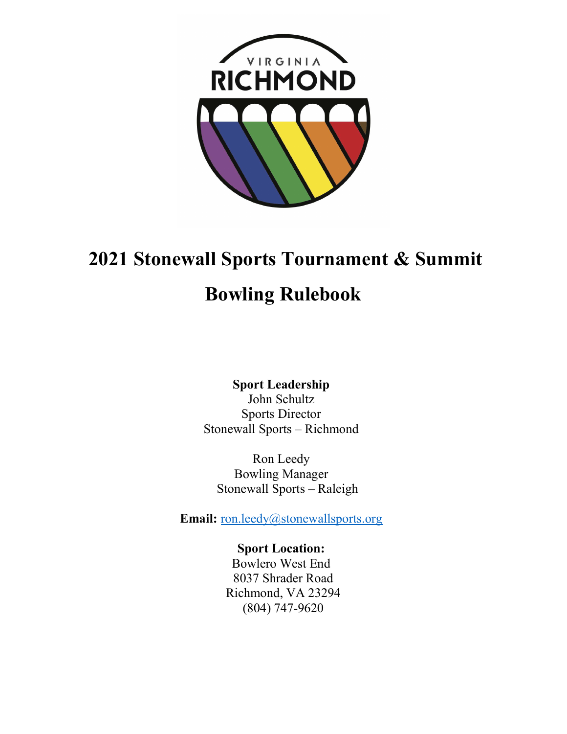# 2021 Stonewall Sports Tournament & Summit

# Bowling Rulebook

**Sport Leadership**
John Schultz
Sports Director
Stonewall Sports – Richmond

Ron Leedy
Bowling Manager
Stonewall Sports – Raleigh

**Email:** ron.leedy@stonewallsports.org

**Sport Location:**
Bowlero West End
8037 Shrader Road
Richmond, VA 23294
(804) 747-9620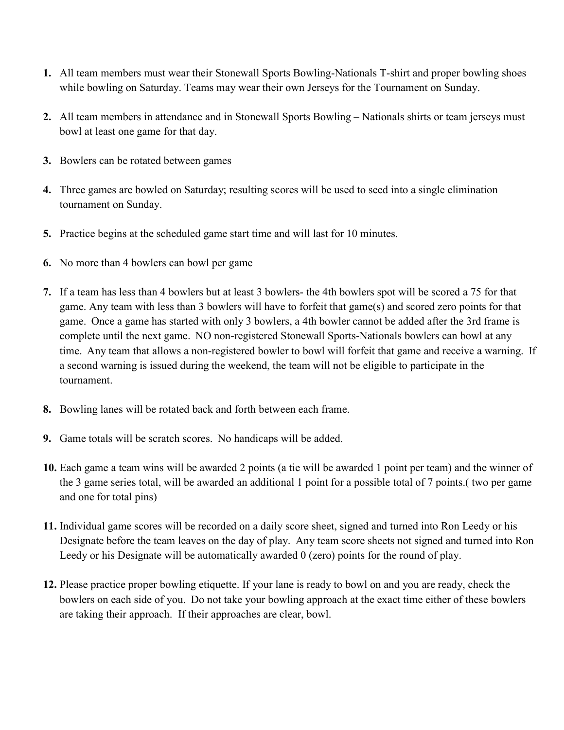1. All team members must wear their Stonewall Sports Bowling-Nationals T-shirt and proper bowling shoes while bowling on Saturday. Teams may wear their own Jerseys for the Tournament on Sunday.

2. All team members in attendance and in Stonewall Sports Bowling – Nationals shirts or team jerseys must bowl at least one game for that day.

3. Bowlers can be rotated between games

4. Three games are bowled on Saturday; resulting scores will be used to seed into a single elimination tournament on Sunday.

5. Practice begins at the scheduled game start time and will last for 10 minutes.

6. No more than 4 bowlers can bowl per game

7. If a team has less than 4 bowlers but at least 3 bowlers- the 4th bowlers spot will be scored a 75 for that game. Any team with less than 3 bowlers will have to forfeit that game(s) and scored zero points for that game. Once a game has started with only 3 bowlers, a 4th bowler cannot be added after the 3rd frame is complete until the next game. NO non-registered Stonewall Sports-Nationals bowlers can bowl at any time. Any team that allows a non-registered bowler to bowl will forfeit that game and receive a warning. If a second warning is issued during the weekend, the team will not be eligible to participate in the tournament.

8. Bowling lanes will be rotated back and forth between each frame.

9. Game totals will be scratch scores. No handicaps will be added.

10. Each game a team wins will be awarded 2 points (a tie will be awarded 1 point per team) and the winner of the 3 game series total, will be awarded an additional 1 point for a possible total of 7 points.( two per game and one for total pins)

11. Individual game scores will be recorded on a daily score sheet, signed and turned into Ron Leedy or his Designate before the team leaves on the day of play. Any team score sheets not signed and turned into Ron Leedy or his Designate will be automatically awarded 0 (zero) points for the round of play.

12. Please practice proper bowling etiquette. If your lane is ready to bowl on and you are ready, check the bowlers on each side of you. Do not take your bowling approach at the exact time either of these bowlers are taking their approach. If their approaches are clear, bowl.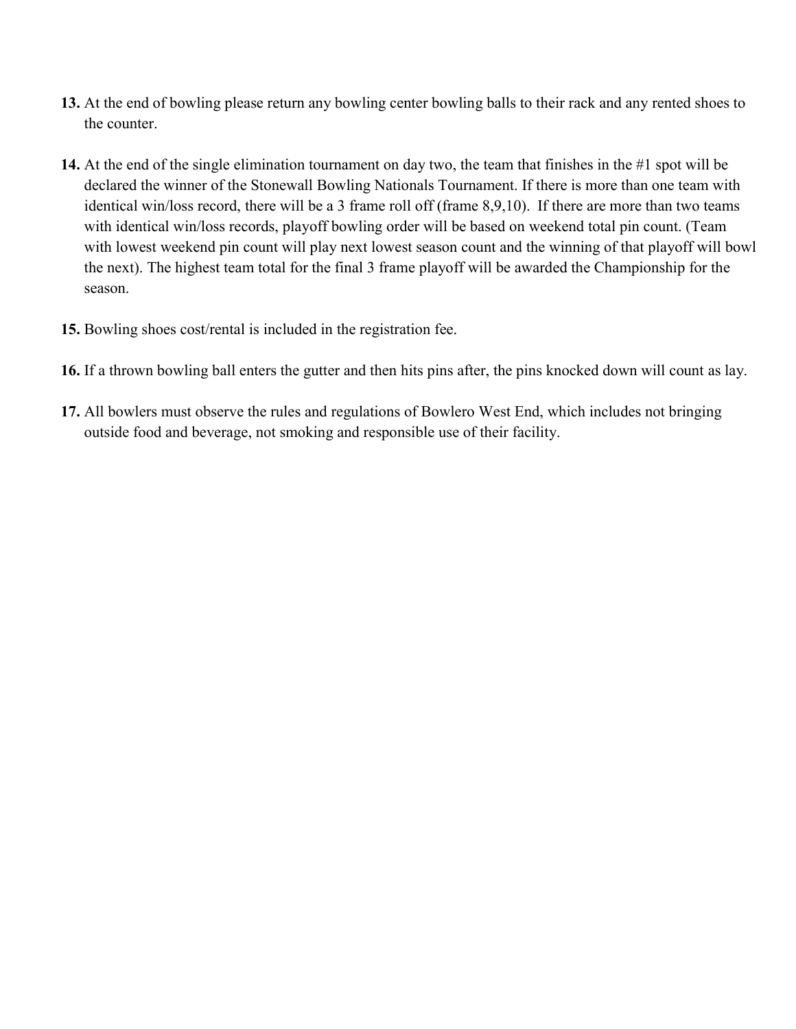**13.** At the end of bowling please return any bowling center bowling balls to their rack and any rented shoes to the counter.

**14.** At the end of the single elimination tournament on day two, the team that finishes in the #1 spot will be declared the winner of the Stonewall Bowling Nationals Tournament. If there is more than one team with identical win/loss record, there will be a 3 frame roll off (frame 8,9,10). If there are more than two teams with identical win/loss records, playoff bowling order will be based on weekend total pin count. (Team with lowest weekend pin count will play next lowest season count and the winning of that playoff will bowl the next). The highest team total for the final 3 frame playoff will be awarded the Championship for the season.

**15.** Bowling shoes cost/rental is included in the registration fee.

**16.** If a thrown bowling ball enters the gutter and then hits pins after, the pins knocked down will count as lay.

**17.** All bowlers must observe the rules and regulations of Bowlero West End, which includes not bringing outside food and beverage, not smoking and responsible use of their facility.